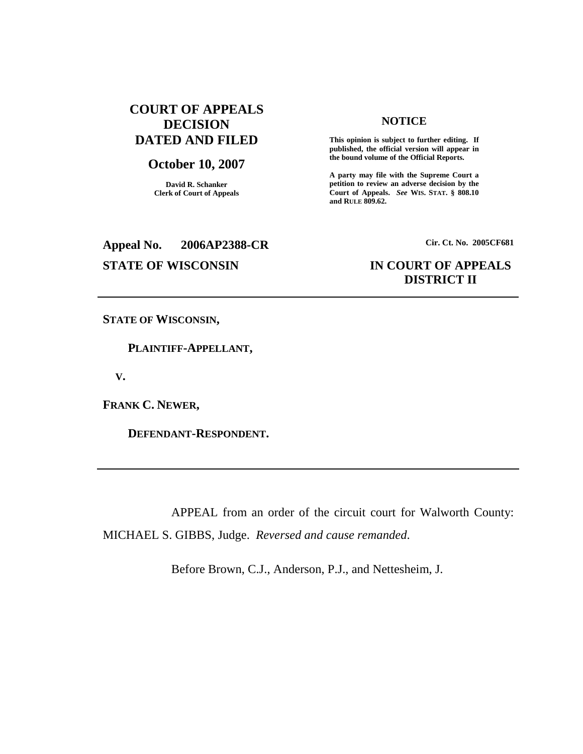**COURT OF APPEALS DECISION DATED AND FILED**

**October 10, 2007**

**David R. Schanker**
**Clerk of Court of Appeals**

**NOTICE**

**This opinion is subject to further editing. If published, the official version will appear in the bound volume of the Official Reports.**

**A party may file with the Supreme Court a petition to review an adverse decision by the Court of Appeals.** ***See*** **WIS. STAT. § 808.10 and RULE 809.62.**

**Appeal No. 2006AP2388-CR**

**Cir. Ct. No. 2005CF681**

**STATE OF WISCONSIN**

**IN COURT OF APPEALS**
**DISTRICT II**

---

**STATE OF WISCONSIN,**

**PLAINTIFF-APPELLANT,**

**V.**

**FRANK C. NEWER,**

**DEFENDANT-RESPONDENT.**

---

APPEAL from an order of the circuit court for Walworth County: MICHAEL S. GIBBS, Judge. *Reversed and cause remanded*.

Before Brown, C.J., Anderson, P.J., and Nettesheim, J.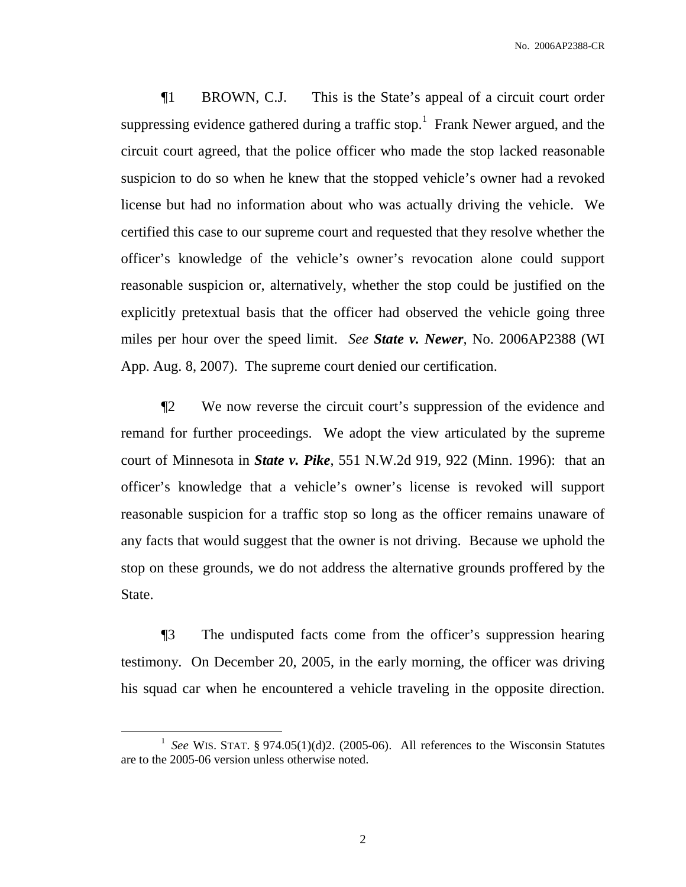¶1 BROWN, C.J. This is the State's appeal of a circuit court order suppressing evidence gathered during a traffic stop.[1] Frank Newer argued, and the circuit court agreed, that the police officer who made the stop lacked reasonable suspicion to do so when he knew that the stopped vehicle's owner had a revoked license but had no information about who was actually driving the vehicle. We certified this case to our supreme court and requested that they resolve whether the officer's knowledge of the vehicle's owner's revocation alone could support reasonable suspicion or, alternatively, whether the stop could be justified on the explicitly pretextual basis that the officer had observed the vehicle going three miles per hour over the speed limit. *See* ***State v. Newer***, No. 2006AP2388 (WI App. Aug. 8, 2007). The supreme court denied our certification.

¶2 We now reverse the circuit court's suppression of the evidence and remand for further proceedings. We adopt the view articulated by the supreme court of Minnesota in ***State v. Pike***, 551 N.W.2d 919, 922 (Minn. 1996): that an officer's knowledge that a vehicle's owner's license is revoked will support reasonable suspicion for a traffic stop so long as the officer remains unaware of any facts that would suggest that the owner is not driving. Because we uphold the stop on these grounds, we do not address the alternative grounds proffered by the State.

¶3 The undisputed facts come from the officer's suppression hearing testimony. On December 20, 2005, in the early morning, the officer was driving his squad car when he encountered a vehicle traveling in the opposite direction.

---

[1] *See* WIS. STAT. § 974.05(1)(d)2. (2005-06). All references to the Wisconsin Statutes are to the 2005-06 version unless otherwise noted.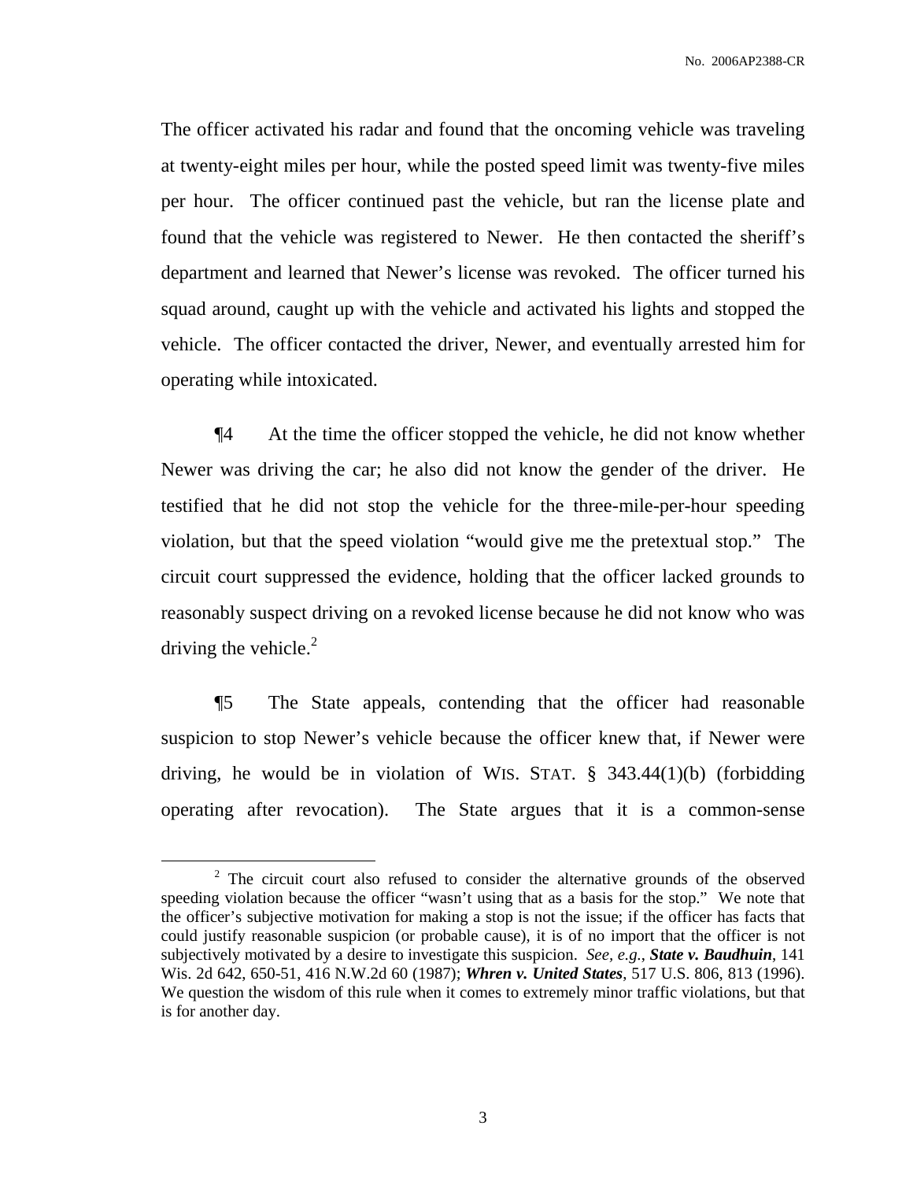The officer activated his radar and found that the oncoming vehicle was traveling at twenty-eight miles per hour, while the posted speed limit was twenty-five miles per hour. The officer continued past the vehicle, but ran the license plate and found that the vehicle was registered to Newer. He then contacted the sheriff's department and learned that Newer's license was revoked. The officer turned his squad around, caught up with the vehicle and activated his lights and stopped the vehicle. The officer contacted the driver, Newer, and eventually arrested him for operating while intoxicated.

¶4 At the time the officer stopped the vehicle, he did not know whether Newer was driving the car; he also did not know the gender of the driver. He testified that he did not stop the vehicle for the three-mile-per-hour speeding violation, but that the speed violation "would give me the pretextual stop." The circuit court suppressed the evidence, holding that the officer lacked grounds to reasonably suspect driving on a revoked license because he did not know who was driving the vehicle.[2]

¶5 The State appeals, contending that the officer had reasonable suspicion to stop Newer's vehicle because the officer knew that, if Newer were driving, he would be in violation of WIS. STAT. § 343.44(1)(b) (forbidding operating after revocation). The State argues that it is a common-sense

---

[2] The circuit court also refused to consider the alternative grounds of the observed speeding violation because the officer "wasn't using that as a basis for the stop." We note that the officer's subjective motivation for making a stop is not the issue; if the officer has facts that could justify reasonable suspicion (or probable cause), it is of no import that the officer is not subjectively motivated by a desire to investigate this suspicion. *See, e.g.*, ***State v. Baudhuin***, 141 Wis. 2d 642, 650-51, 416 N.W.2d 60 (1987); ***Whren v. United States***, 517 U.S. 806, 813 (1996). We question the wisdom of this rule when it comes to extremely minor traffic violations, but that is for another day.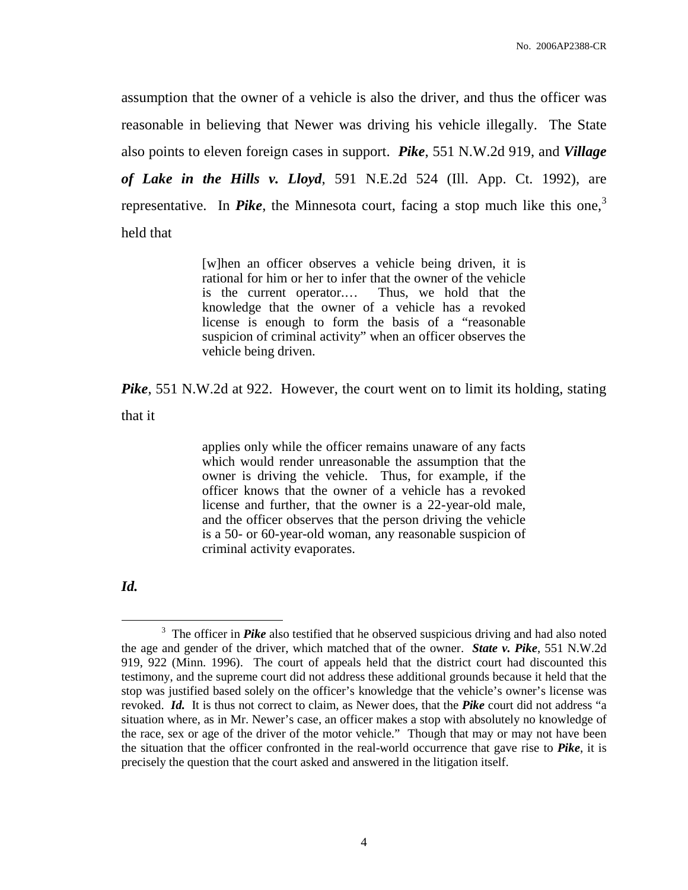assumption that the owner of a vehicle is also the driver, and thus the officer was reasonable in believing that Newer was driving his vehicle illegally. The State also points to eleven foreign cases in support. ***Pike***, 551 N.W.2d 919, and ***Village of Lake in the Hills v. Lloyd***, 591 N.E.2d 524 (Ill. App. Ct. 1992), are representative. In ***Pike***, the Minnesota court, facing a stop much like this one,[3] held that

> [w]hen an officer observes a vehicle being driven, it is rational for him or her to infer that the owner of the vehicle is the current operator.… Thus, we hold that the knowledge that the owner of a vehicle has a revoked license is enough to form the basis of a "reasonable suspicion of criminal activity" when an officer observes the vehicle being driven.

***Pike***, 551 N.W.2d at 922. However, the court went on to limit its holding, stating that it

> applies only while the officer remains unaware of any facts which would render unreasonable the assumption that the owner is driving the vehicle. Thus, for example, if the officer knows that the owner of a vehicle has a revoked license and further, that the owner is a 22-year-old male, and the officer observes that the person driving the vehicle is a 50- or 60-year-old woman, any reasonable suspicion of criminal activity evaporates.

***Id.***

---

[3] The officer in ***Pike*** also testified that he observed suspicious driving and had also noted the age and gender of the driver, which matched that of the owner. ***State v. Pike***, 551 N.W.2d 919, 922 (Minn. 1996). The court of appeals held that the district court had discounted this testimony, and the supreme court did not address these additional grounds because it held that the stop was justified based solely on the officer's knowledge that the vehicle's owner's license was revoked. ***Id.*** It is thus not correct to claim, as Newer does, that the ***Pike*** court did not address "a situation where, as in Mr. Newer's case, an officer makes a stop with absolutely no knowledge of the race, sex or age of the driver of the motor vehicle." Though that may or may not have been the situation that the officer confronted in the real-world occurrence that gave rise to ***Pike***, it is precisely the question that the court asked and answered in the litigation itself.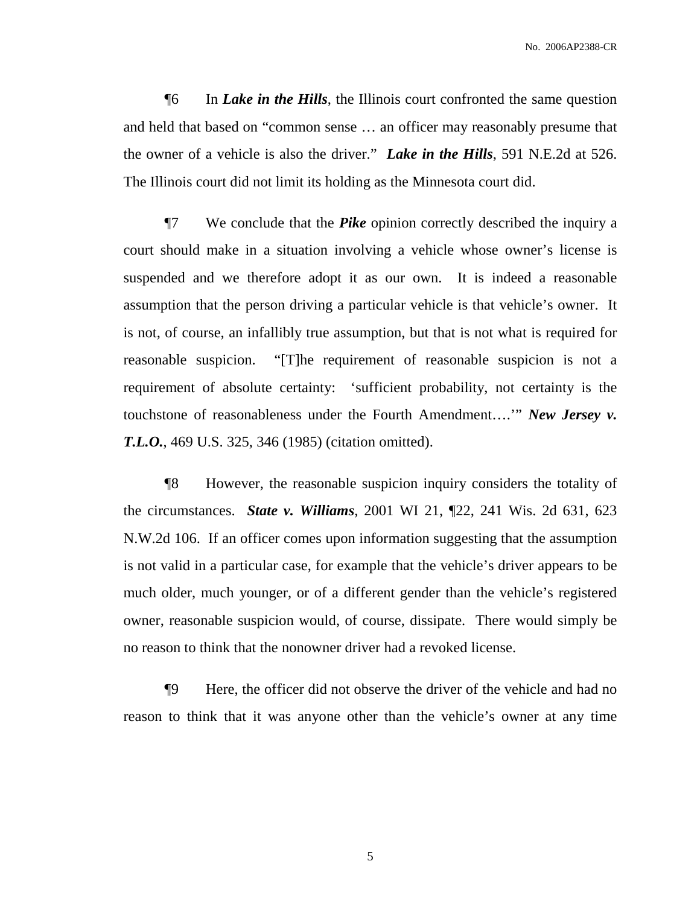¶6 In ***Lake in the Hills***, the Illinois court confronted the same question and held that based on "common sense … an officer may reasonably presume that the owner of a vehicle is also the driver." ***Lake in the Hills***, 591 N.E.2d at 526. The Illinois court did not limit its holding as the Minnesota court did.

¶7 We conclude that the ***Pike*** opinion correctly described the inquiry a court should make in a situation involving a vehicle whose owner's license is suspended and we therefore adopt it as our own. It is indeed a reasonable assumption that the person driving a particular vehicle is that vehicle's owner. It is not, of course, an infallibly true assumption, but that is not what is required for reasonable suspicion. "[T]he requirement of reasonable suspicion is not a requirement of absolute certainty: 'sufficient probability, not certainty is the touchstone of reasonableness under the Fourth Amendment….'" ***New Jersey v. T.L.O.***, 469 U.S. 325, 346 (1985) (citation omitted).

¶8 However, the reasonable suspicion inquiry considers the totality of the circumstances. ***State v. Williams***, 2001 WI 21, ¶22, 241 Wis. 2d 631, 623 N.W.2d 106. If an officer comes upon information suggesting that the assumption is not valid in a particular case, for example that the vehicle's driver appears to be much older, much younger, or of a different gender than the vehicle's registered owner, reasonable suspicion would, of course, dissipate. There would simply be no reason to think that the nonowner driver had a revoked license.

¶9 Here, the officer did not observe the driver of the vehicle and had no reason to think that it was anyone other than the vehicle's owner at any time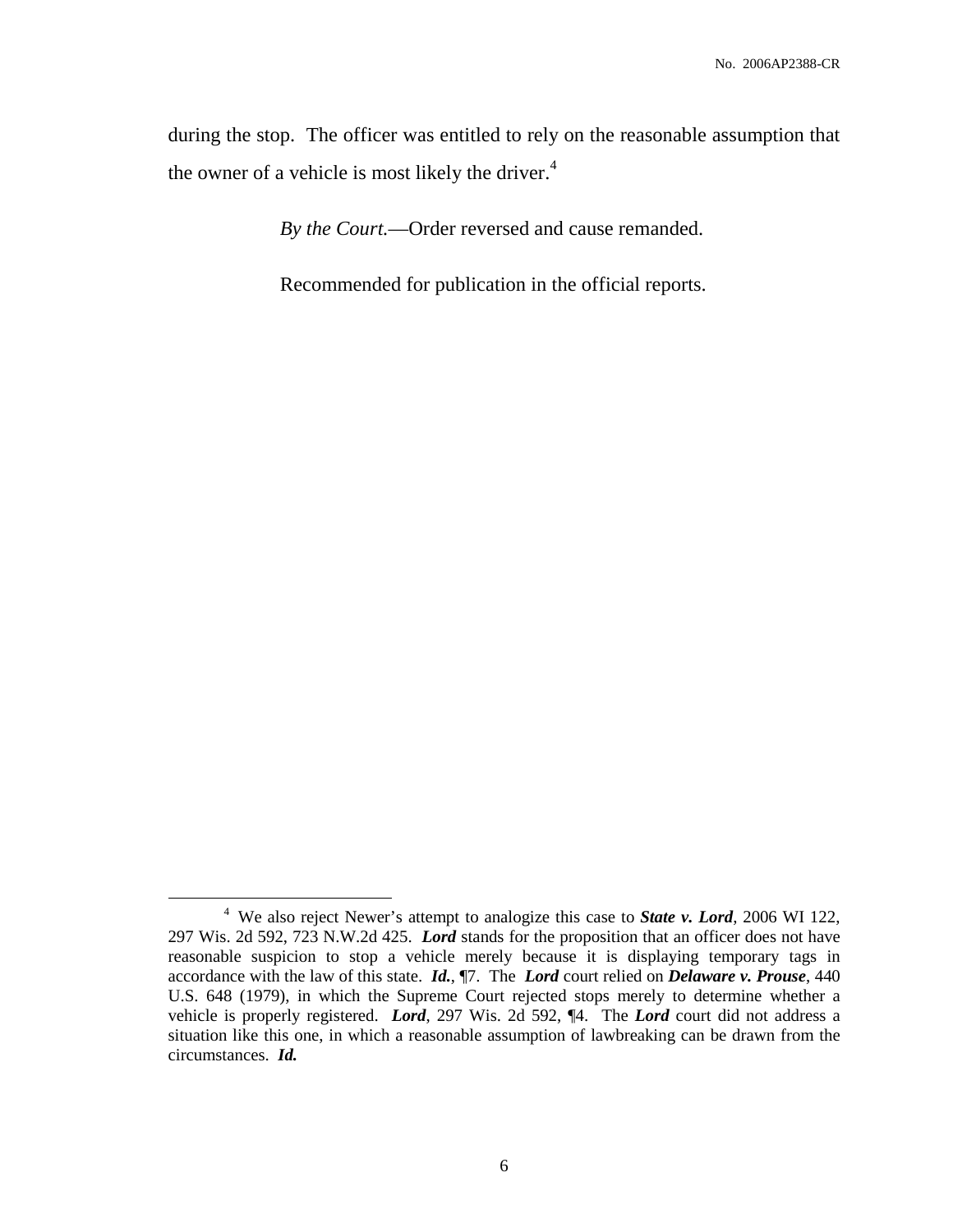during the stop. The officer was entitled to rely on the reasonable assumption that the owner of a vehicle is most likely the driver.[4]

*By the Court.*—Order reversed and cause remanded.

Recommended for publication in the official reports.

---

[4] We also reject Newer's attempt to analogize this case to ***State v. Lord***, 2006 WI 122, 297 Wis. 2d 592, 723 N.W.2d 425. ***Lord*** stands for the proposition that an officer does not have reasonable suspicion to stop a vehicle merely because it is displaying temporary tags in accordance with the law of this state. ***Id.***, ¶7. The ***Lord*** court relied on ***Delaware v. Prouse***, 440 U.S. 648 (1979), in which the Supreme Court rejected stops merely to determine whether a vehicle is properly registered. ***Lord***, 297 Wis. 2d 592, ¶4. The ***Lord*** court did not address a situation like this one, in which a reasonable assumption of lawbreaking can be drawn from the circumstances. ***Id.***